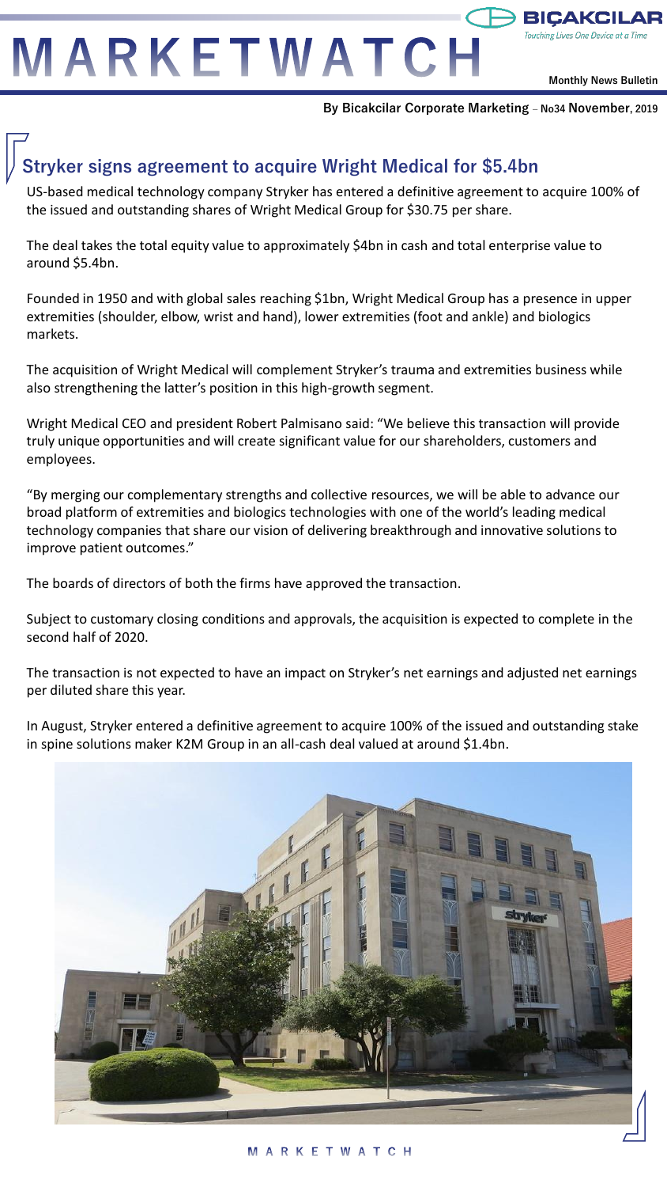# MARKETWATCH

BIÇAKCILAR
*Touching Lives One Device at a Time*

**Monthly News Bulletin**

**By Bicakcilar Corporate Marketing – No34 November, 2019**

## Stryker signs agreement to acquire Wright Medical for $5.4bn

US-based medical technology company Stryker has entered a definitive agreement to acquire 100% of the issued and outstanding shares of Wright Medical Group for $30.75 per share.

The deal takes the total equity value to approximately $4bn in cash and total enterprise value to around $5.4bn.

Founded in 1950 and with global sales reaching $1bn, Wright Medical Group has a presence in upper extremities (shoulder, elbow, wrist and hand), lower extremities (foot and ankle) and biologics markets.

The acquisition of Wright Medical will complement Stryker's trauma and extremities business while also strengthening the latter's position in this high-growth segment.

Wright Medical CEO and president Robert Palmisano said: "We believe this transaction will provide truly unique opportunities and will create significant value for our shareholders, customers and employees.

"By merging our complementary strengths and collective resources, we will be able to advance our broad platform of extremities and biologics technologies with one of the world's leading medical technology companies that share our vision of delivering breakthrough and innovative solutions to improve patient outcomes."

The boards of directors of both the firms have approved the transaction.

Subject to customary closing conditions and approvals, the acquisition is expected to complete in the second half of 2020.

The transaction is not expected to have an impact on Stryker's net earnings and adjusted net earnings per diluted share this year.

In August, Stryker entered a definitive agreement to acquire 100% of the issued and outstanding stake in spine solutions maker K2M Group in an all-cash deal valued at around $1.4bn.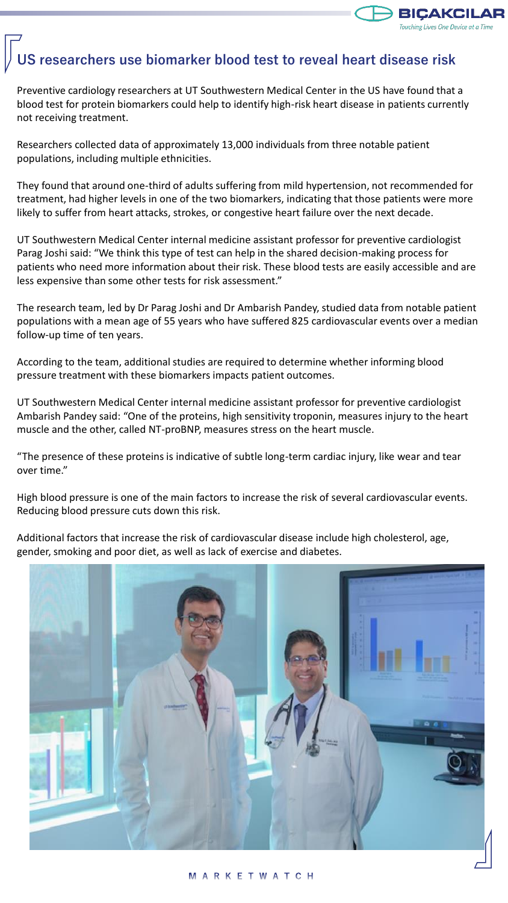# US researchers use biomarker blood test to reveal heart disease risk

Preventive cardiology researchers at UT Southwestern Medical Center in the US have found that a blood test for protein biomarkers could help to identify high-risk heart disease in patients currently not receiving treatment.

Researchers collected data of approximately 13,000 individuals from three notable patient populations, including multiple ethnicities.

They found that around one-third of adults suffering from mild hypertension, not recommended for treatment, had higher levels in one of the two biomarkers, indicating that those patients were more likely to suffer from heart attacks, strokes, or congestive heart failure over the next decade.

UT Southwestern Medical Center internal medicine assistant professor for preventive cardiologist Parag Joshi said: "We think this type of test can help in the shared decision-making process for patients who need more information about their risk. These blood tests are easily accessible and are less expensive than some other tests for risk assessment."

The research team, led by Dr Parag Joshi and Dr Ambarish Pandey, studied data from notable patient populations with a mean age of 55 years who have suffered 825 cardiovascular events over a median follow-up time of ten years.

According to the team, additional studies are required to determine whether informing blood pressure treatment with these biomarkers impacts patient outcomes.

UT Southwestern Medical Center internal medicine assistant professor for preventive cardiologist Ambarish Pandey said: "One of the proteins, high sensitivity troponin, measures injury to the heart muscle and the other, called NT-proBNP, measures stress on the heart muscle.

"The presence of these proteins is indicative of subtle long-term cardiac injury, like wear and tear over time."

High blood pressure is one of the main factors to increase the risk of several cardiovascular events. Reducing blood pressure cuts down this risk.

Additional factors that increase the risk of cardiovascular disease include high cholesterol, age, gender, smoking and poor diet, as well as lack of exercise and diabetes.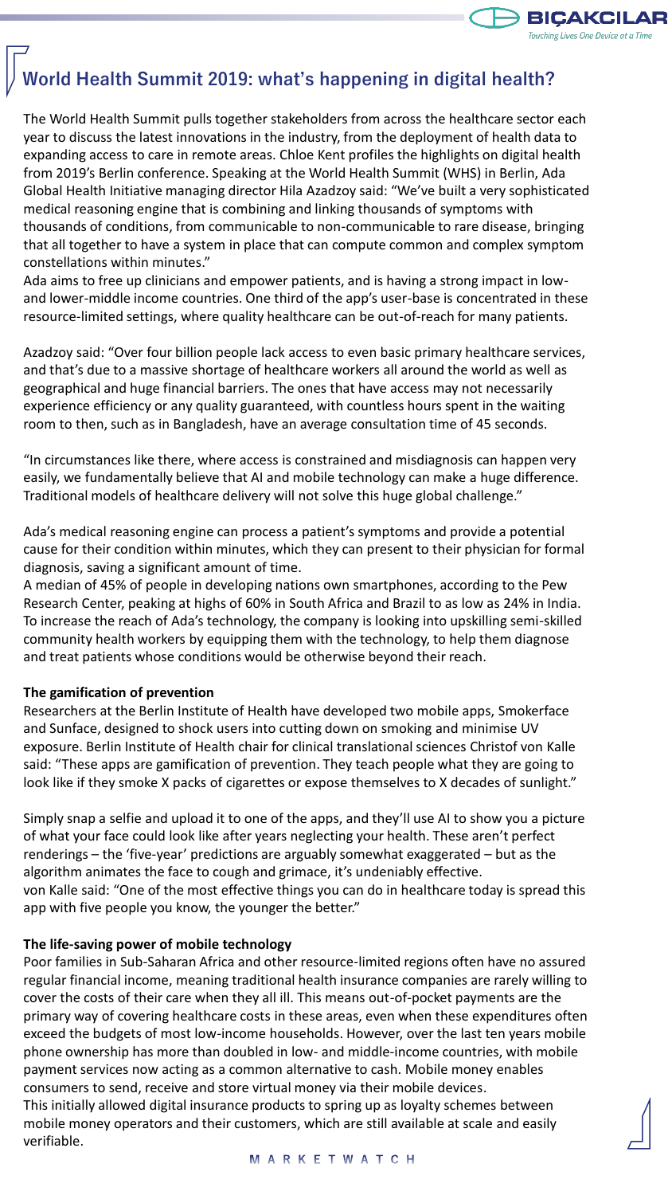## World Health Summit 2019: what's happening in digital health?

The World Health Summit pulls together stakeholders from across the healthcare sector each year to discuss the latest innovations in the industry, from the deployment of health data to expanding access to care in remote areas. Chloe Kent profiles the highlights on digital health from 2019's Berlin conference. Speaking at the World Health Summit (WHS) in Berlin, Ada Global Health Initiative managing director Hila Azadzoy said: "We've built a very sophisticated medical reasoning engine that is combining and linking thousands of symptoms with thousands of conditions, from communicable to non-communicable to rare disease, bringing that all together to have a system in place that can compute common and complex symptom constellations within minutes."

Ada aims to free up clinicians and empower patients, and is having a strong impact in low- and lower-middle income countries. One third of the app's user-base is concentrated in these resource-limited settings, where quality healthcare can be out-of-reach for many patients.

Azadzoy said: "Over four billion people lack access to even basic primary healthcare services, and that's due to a massive shortage of healthcare workers all around the world as well as geographical and huge financial barriers. The ones that have access may not necessarily experience efficiency or any quality guaranteed, with countless hours spent in the waiting room to then, such as in Bangladesh, have an average consultation time of 45 seconds.

"In circumstances like there, where access is constrained and misdiagnosis can happen very easily, we fundamentally believe that AI and mobile technology can make a huge difference. Traditional models of healthcare delivery will not solve this huge global challenge."

Ada's medical reasoning engine can process a patient's symptoms and provide a potential cause for their condition within minutes, which they can present to their physician for formal diagnosis, saving a significant amount of time.

A median of 45% of people in developing nations own smartphones, according to the Pew Research Center, peaking at highs of 60% in South Africa and Brazil to as low as 24% in India. To increase the reach of Ada's technology, the company is looking into upskilling semi-skilled community health workers by equipping them with the technology, to help them diagnose and treat patients whose conditions would be otherwise beyond their reach.

**The gamification of prevention**

Researchers at the Berlin Institute of Health have developed two mobile apps, Smokerface and Sunface, designed to shock users into cutting down on smoking and minimise UV exposure. Berlin Institute of Health chair for clinical translational sciences Christof von Kalle said: "These apps are gamification of prevention. They teach people what they are going to look like if they smoke X packs of cigarettes or expose themselves to X decades of sunlight."

Simply snap a selfie and upload it to one of the apps, and they'll use AI to show you a picture of what your face could look like after years neglecting your health. These aren't perfect renderings – the 'five-year' predictions are arguably somewhat exaggerated – but as the algorithm animates the face to cough and grimace, it's undeniably effective.

von Kalle said: "One of the most effective things you can do in healthcare today is spread this app with five people you know, the younger the better."

**The life-saving power of mobile technology**

Poor families in Sub-Saharan Africa and other resource-limited regions often have no assured regular financial income, meaning traditional health insurance companies are rarely willing to cover the costs of their care when they all ill. This means out-of-pocket payments are the primary way of covering healthcare costs in these areas, even when these expenditures often exceed the budgets of most low-income households. However, over the last ten years mobile phone ownership has more than doubled in low- and middle-income countries, with mobile payment services now acting as a common alternative to cash. Mobile money enables consumers to send, receive and store virtual money via their mobile devices.

This initially allowed digital insurance products to spring up as loyalty schemes between mobile money operators and their customers, which are still available at scale and easily verifiable.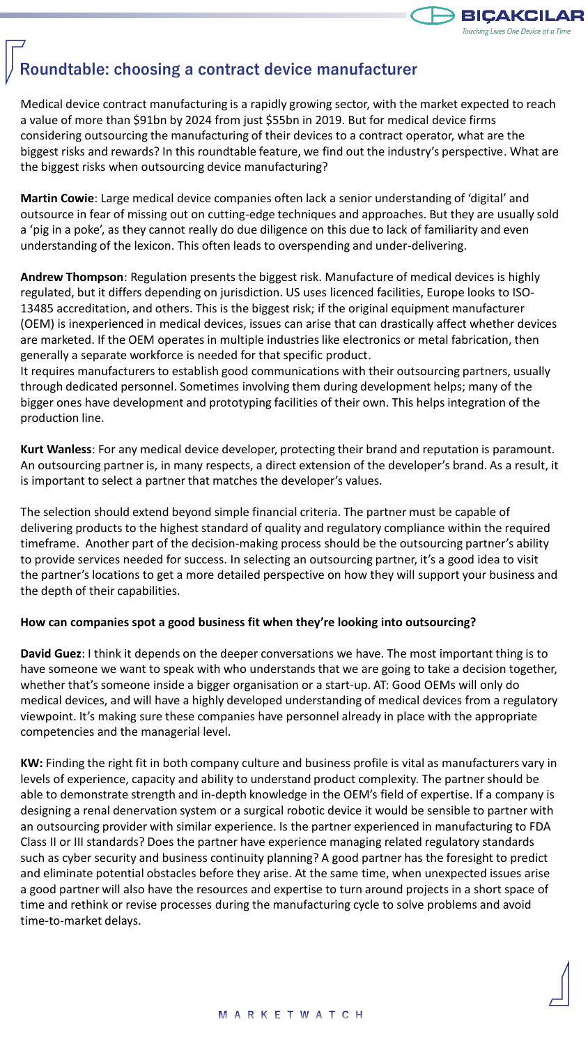## Roundtable: choosing a contract device manufacturer

Medical device contract manufacturing is a rapidly growing sector, with the market expected to reach a value of more than $91bn by 2024 from just $55bn in 2019. But for medical device firms considering outsourcing the manufacturing of their devices to a contract operator, what are the biggest risks and rewards? In this roundtable feature, we find out the industry's perspective. What are the biggest risks when outsourcing device manufacturing?

**Martin Cowie**: Large medical device companies often lack a senior understanding of 'digital' and outsource in fear of missing out on cutting-edge techniques and approaches. But they are usually sold a 'pig in a poke', as they cannot really do due diligence on this due to lack of familiarity and even understanding of the lexicon. This often leads to overspending and under-delivering.

**Andrew Thompson**: Regulation presents the biggest risk. Manufacture of medical devices is highly regulated, but it differs depending on jurisdiction. US uses licenced facilities, Europe looks to ISO-13485 accreditation, and others. This is the biggest risk; if the original equipment manufacturer (OEM) is inexperienced in medical devices, issues can arise that can drastically affect whether devices are marketed. If the OEM operates in multiple industries like electronics or metal fabrication, then generally a separate workforce is needed for that specific product.
It requires manufacturers to establish good communications with their outsourcing partners, usually through dedicated personnel. Sometimes involving them during development helps; many of the bigger ones have development and prototyping facilities of their own. This helps integration of the production line.

**Kurt Wanless**: For any medical device developer, protecting their brand and reputation is paramount. An outsourcing partner is, in many respects, a direct extension of the developer's brand. As a result, it is important to select a partner that matches the developer's values.

The selection should extend beyond simple financial criteria. The partner must be capable of delivering products to the highest standard of quality and regulatory compliance within the required timeframe. Another part of the decision-making process should be the outsourcing partner's ability to provide services needed for success. In selecting an outsourcing partner, it's a good idea to visit the partner's locations to get a more detailed perspective on how they will support your business and the depth of their capabilities.

**How can companies spot a good business fit when they're looking into outsourcing?**

**David Guez**: I think it depends on the deeper conversations we have. The most important thing is to have someone we want to speak with who understands that we are going to take a decision together, whether that's someone inside a bigger organisation or a start-up. AT: Good OEMs will only do medical devices, and will have a highly developed understanding of medical devices from a regulatory viewpoint. It's making sure these companies have personnel already in place with the appropriate competencies and the managerial level.

**KW:** Finding the right fit in both company culture and business profile is vital as manufacturers vary in levels of experience, capacity and ability to understand product complexity. The partner should be able to demonstrate strength and in-depth knowledge in the OEM's field of expertise. If a company is designing a renal denervation system or a surgical robotic device it would be sensible to partner with an outsourcing provider with similar experience. Is the partner experienced in manufacturing to FDA Class II or III standards? Does the partner have experience managing related regulatory standards such as cyber security and business continuity planning? A good partner has the foresight to predict and eliminate potential obstacles before they arise. At the same time, when unexpected issues arise a good partner will also have the resources and expertise to turn around projects in a short space of time and rethink or revise processes during the manufacturing cycle to solve problems and avoid time-to-market delays.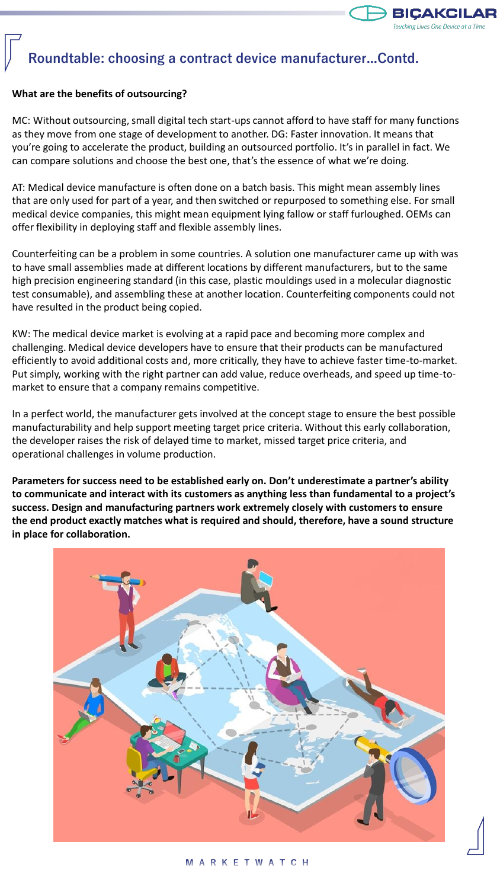## Roundtable: choosing a contract device manufacturer...Contd.

**What are the benefits of outsourcing?**

MC: Without outsourcing, small digital tech start-ups cannot afford to have staff for many functions as they move from one stage of development to another. DG: Faster innovation. It means that you're going to accelerate the product, building an outsourced portfolio. It's in parallel in fact. We can compare solutions and choose the best one, that's the essence of what we're doing.

AT: Medical device manufacture is often done on a batch basis. This might mean assembly lines that are only used for part of a year, and then switched or repurposed to something else. For small medical device companies, this might mean equipment lying fallow or staff furloughed. OEMs can offer flexibility in deploying staff and flexible assembly lines.

Counterfeiting can be a problem in some countries. A solution one manufacturer came up with was to have small assemblies made at different locations by different manufacturers, but to the same high precision engineering standard (in this case, plastic mouldings used in a molecular diagnostic test consumable), and assembling these at another location. Counterfeiting components could not have resulted in the product being copied.

KW: The medical device market is evolving at a rapid pace and becoming more complex and challenging. Medical device developers have to ensure that their products can be manufactured efficiently to avoid additional costs and, more critically, they have to achieve faster time-to-market. Put simply, working with the right partner can add value, reduce overheads, and speed up time-to-market to ensure that a company remains competitive.

In a perfect world, the manufacturer gets involved at the concept stage to ensure the best possible manufacturability and help support meeting target price criteria. Without this early collaboration, the developer raises the risk of delayed time to market, missed target price criteria, and operational challenges in volume production.

**Parameters for success need to be established early on. Don't underestimate a partner's ability to communicate and interact with its customers as anything less than fundamental to a project's success. Design and manufacturing partners work extremely closely with customers to ensure the end product exactly matches what is required and should, therefore, have a sound structure in place for collaboration.**